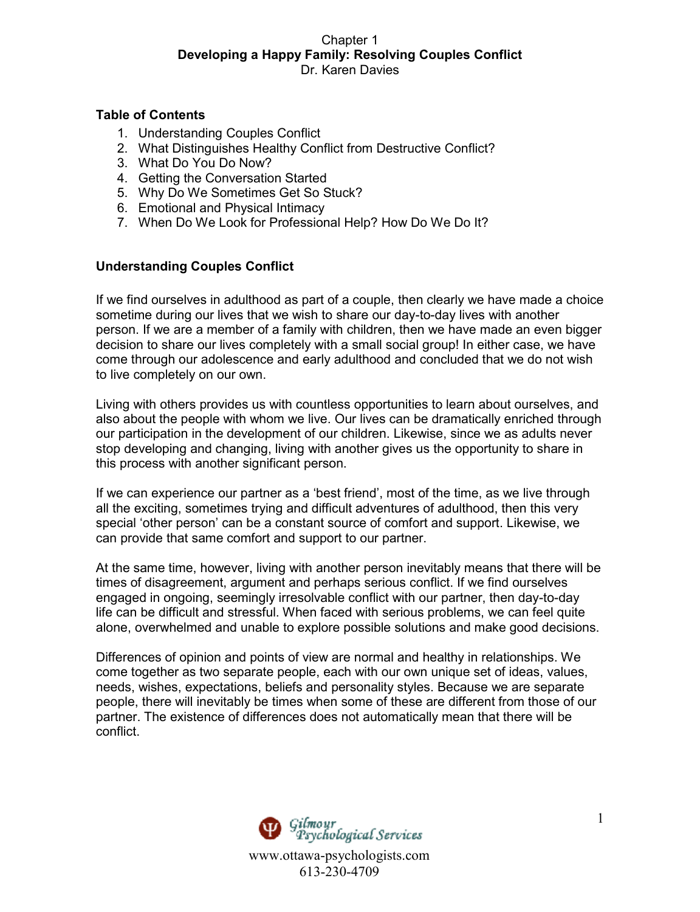Chapter 1

# Developing a Happy Family: Resolving Couples Conflict

Dr. Karen Davies

**Table of Contents**

1. Understanding Couples Conflict
2. What Distinguishes Healthy Conflict from Destructive Conflict?
3. What Do You Do Now?
4. Getting the Conversation Started
5. Why Do We Sometimes Get So Stuck?
6. Emotional and Physical Intimacy
7. When Do We Look for Professional Help? How Do We Do It?

## Understanding Couples Conflict

If we find ourselves in adulthood as part of a couple, then clearly we have made a choice sometime during our lives that we wish to share our day-to-day lives with another person. If we are a member of a family with children, then we have made an even bigger decision to share our lives completely with a small social group! In either case, we have come through our adolescence and early adulthood and concluded that we do not wish to live completely on our own.

Living with others provides us with countless opportunities to learn about ourselves, and also about the people with whom we live. Our lives can be dramatically enriched through our participation in the development of our children. Likewise, since we as adults never stop developing and changing, living with another gives us the opportunity to share in this process with another significant person.

If we can experience our partner as a 'best friend', most of the time, as we live through all the exciting, sometimes trying and difficult adventures of adulthood, then this very special 'other person' can be a constant source of comfort and support. Likewise, we can provide that same comfort and support to our partner.

At the same time, however, living with another person inevitably means that there will be times of disagreement, argument and perhaps serious conflict. If we find ourselves engaged in ongoing, seemingly irresolvable conflict with our partner, then day-to-day life can be difficult and stressful. When faced with serious problems, we can feel quite alone, overwhelmed and unable to explore possible solutions and make good decisions.

Differences of opinion and points of view are normal and healthy in relationships. We come together as two separate people, each with our own unique set of ideas, values, needs, wishes, expectations, beliefs and personality styles. Because we are separate people, there will inevitably be times when some of these are different from those of our partner. The existence of differences does not automatically mean that there will be conflict.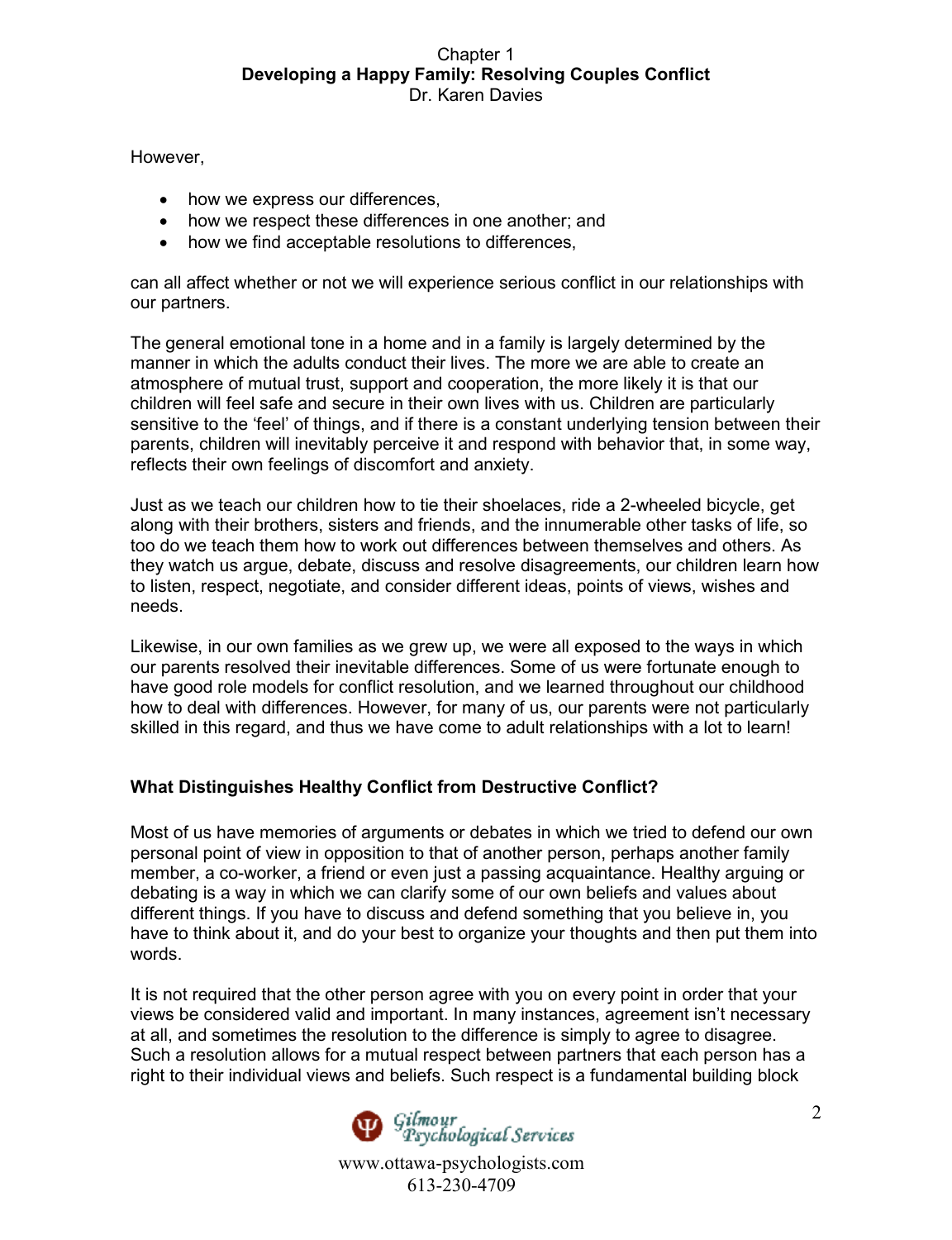However,

- how we express our differences,
- how we respect these differences in one another; and
- how we find acceptable resolutions to differences,

can all affect whether or not we will experience serious conflict in our relationships with our partners.

The general emotional tone in a home and in a family is largely determined by the manner in which the adults conduct their lives. The more we are able to create an atmosphere of mutual trust, support and cooperation, the more likely it is that our children will feel safe and secure in their own lives with us. Children are particularly sensitive to the 'feel' of things, and if there is a constant underlying tension between their parents, children will inevitably perceive it and respond with behavior that, in some way, reflects their own feelings of discomfort and anxiety.

Just as we teach our children how to tie their shoelaces, ride a 2-wheeled bicycle, get along with their brothers, sisters and friends, and the innumerable other tasks of life, so too do we teach them how to work out differences between themselves and others. As they watch us argue, debate, discuss and resolve disagreements, our children learn how to listen, respect, negotiate, and consider different ideas, points of views, wishes and needs.

Likewise, in our own families as we grew up, we were all exposed to the ways in which our parents resolved their inevitable differences. Some of us were fortunate enough to have good role models for conflict resolution, and we learned throughout our childhood how to deal with differences. However, for many of us, our parents were not particularly skilled in this regard, and thus we have come to adult relationships with a lot to learn!

### What Distinguishes Healthy Conflict from Destructive Conflict?

Most of us have memories of arguments or debates in which we tried to defend our own personal point of view in opposition to that of another person, perhaps another family member, a co-worker, a friend or even just a passing acquaintance. Healthy arguing or debating is a way in which we can clarify some of our own beliefs and values about different things. If you have to discuss and defend something that you believe in, you have to think about it, and do your best to organize your thoughts and then put them into words.

It is not required that the other person agree with you on every point in order that your views be considered valid and important. In many instances, agreement isn't necessary at all, and sometimes the resolution to the difference is simply to agree to disagree. Such a resolution allows for a mutual respect between partners that each person has a right to their individual views and beliefs. Such respect is a fundamental building block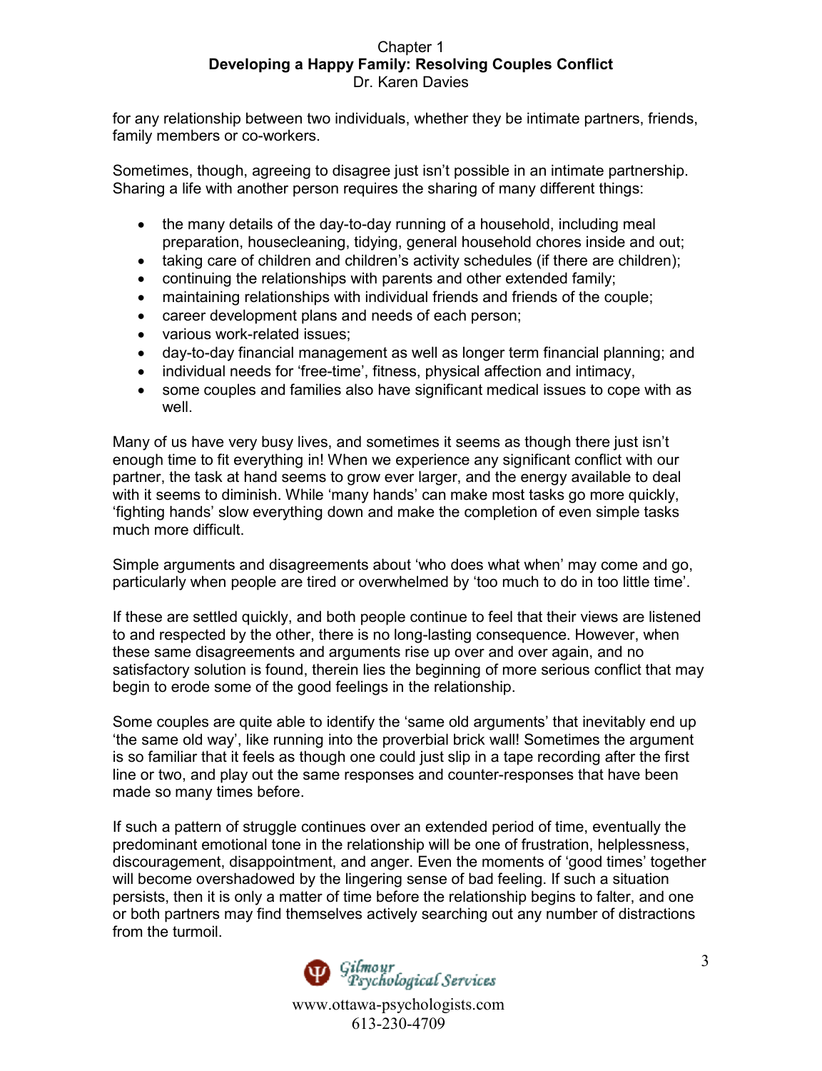for any relationship between two individuals, whether they be intimate partners, friends, family members or co-workers.

Sometimes, though, agreeing to disagree just isn't possible in an intimate partnership. Sharing a life with another person requires the sharing of many different things:

- the many details of the day-to-day running of a household, including meal preparation, housecleaning, tidying, general household chores inside and out;
- taking care of children and children's activity schedules (if there are children);
- continuing the relationships with parents and other extended family;
- maintaining relationships with individual friends and friends of the couple;
- career development plans and needs of each person;
- various work-related issues;
- day-to-day financial management as well as longer term financial planning; and
- individual needs for 'free-time', fitness, physical affection and intimacy,
- some couples and families also have significant medical issues to cope with as well.

Many of us have very busy lives, and sometimes it seems as though there just isn't enough time to fit everything in! When we experience any significant conflict with our partner, the task at hand seems to grow ever larger, and the energy available to deal with it seems to diminish. While 'many hands' can make most tasks go more quickly, 'fighting hands' slow everything down and make the completion of even simple tasks much more difficult.

Simple arguments and disagreements about 'who does what when' may come and go, particularly when people are tired or overwhelmed by 'too much to do in too little time'.

If these are settled quickly, and both people continue to feel that their views are listened to and respected by the other, there is no long-lasting consequence. However, when these same disagreements and arguments rise up over and over again, and no satisfactory solution is found, therein lies the beginning of more serious conflict that may begin to erode some of the good feelings in the relationship.

Some couples are quite able to identify the 'same old arguments' that inevitably end up 'the same old way', like running into the proverbial brick wall! Sometimes the argument is so familiar that it feels as though one could just slip in a tape recording after the first line or two, and play out the same responses and counter-responses that have been made so many times before.

If such a pattern of struggle continues over an extended period of time, eventually the predominant emotional tone in the relationship will be one of frustration, helplessness, discouragement, disappointment, and anger. Even the moments of 'good times' together will become overshadowed by the lingering sense of bad feeling. If such a situation persists, then it is only a matter of time before the relationship begins to falter, and one or both partners may find themselves actively searching out any number of distractions from the turmoil.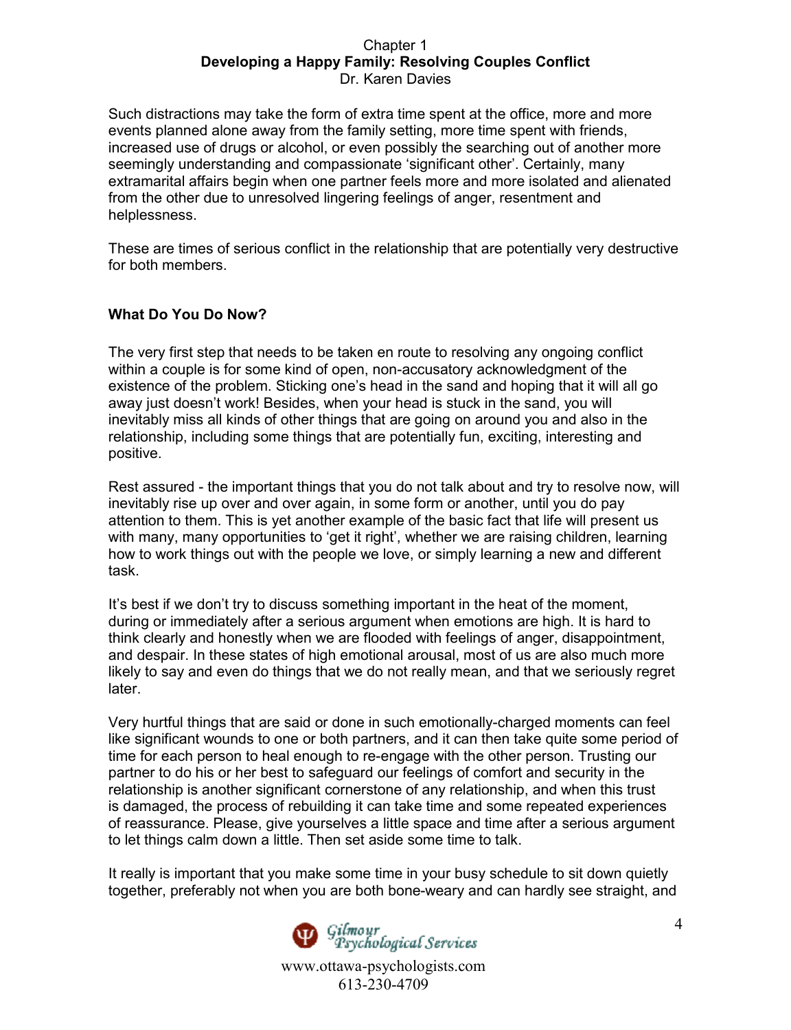Such distractions may take the form of extra time spent at the office, more and more events planned alone away from the family setting, more time spent with friends, increased use of drugs or alcohol, or even possibly the searching out of another more seemingly understanding and compassionate 'significant other'. Certainly, many extramarital affairs begin when one partner feels more and more isolated and alienated from the other due to unresolved lingering feelings of anger, resentment and helplessness.

These are times of serious conflict in the relationship that are potentially very destructive for both members.

## What Do You Do Now?

The very first step that needs to be taken en route to resolving any ongoing conflict within a couple is for some kind of open, non-accusatory acknowledgment of the existence of the problem. Sticking one's head in the sand and hoping that it will all go away just doesn't work! Besides, when your head is stuck in the sand, you will inevitably miss all kinds of other things that are going on around you and also in the relationship, including some things that are potentially fun, exciting, interesting and positive.

Rest assured - the important things that you do not talk about and try to resolve now, will inevitably rise up over and over again, in some form or another, until you do pay attention to them. This is yet another example of the basic fact that life will present us with many, many opportunities to 'get it right', whether we are raising children, learning how to work things out with the people we love, or simply learning a new and different task.

It's best if we don't try to discuss something important in the heat of the moment, during or immediately after a serious argument when emotions are high. It is hard to think clearly and honestly when we are flooded with feelings of anger, disappointment, and despair. In these states of high emotional arousal, most of us are also much more likely to say and even do things that we do not really mean, and that we seriously regret later.

Very hurtful things that are said or done in such emotionally-charged moments can feel like significant wounds to one or both partners, and it can then take quite some period of time for each person to heal enough to re-engage with the other person. Trusting our partner to do his or her best to safeguard our feelings of comfort and security in the relationship is another significant cornerstone of any relationship, and when this trust is damaged, the process of rebuilding it can take time and some repeated experiences of reassurance. Please, give yourselves a little space and time after a serious argument to let things calm down a little. Then set aside some time to talk.

It really is important that you make some time in your busy schedule to sit down quietly together, preferably not when you are both bone-weary and can hardly see straight, and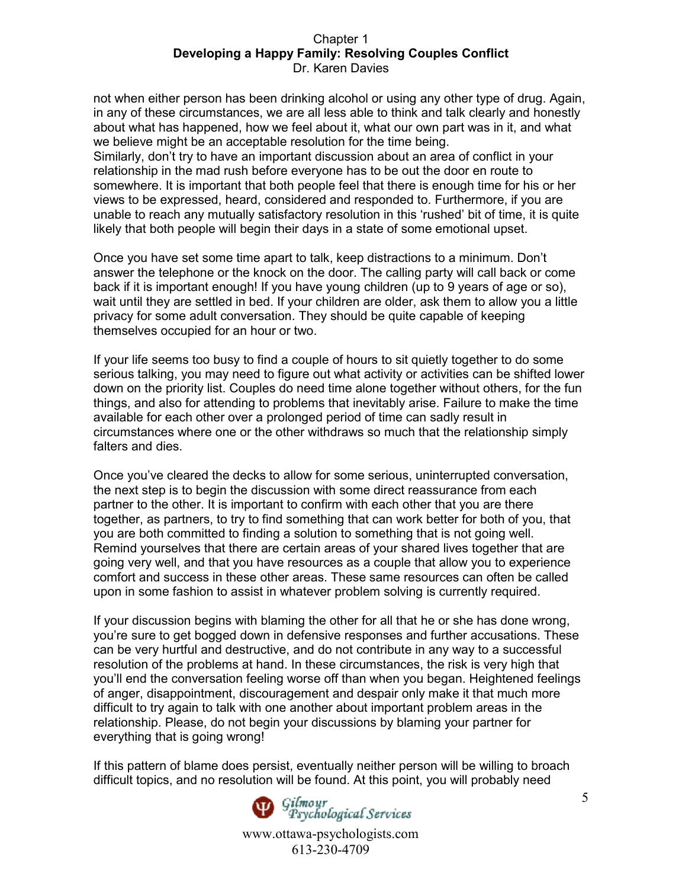not when either person has been drinking alcohol or using any other type of drug. Again, in any of these circumstances, we are all less able to think and talk clearly and honestly about what has happened, how we feel about it, what our own part was in it, and what we believe might be an acceptable resolution for the time being.
Similarly, don't try to have an important discussion about an area of conflict in your relationship in the mad rush before everyone has to be out the door en route to somewhere. It is important that both people feel that there is enough time for his or her views to be expressed, heard, considered and responded to. Furthermore, if you are unable to reach any mutually satisfactory resolution in this 'rushed' bit of time, it is quite likely that both people will begin their days in a state of some emotional upset.

Once you have set some time apart to talk, keep distractions to a minimum. Don't answer the telephone or the knock on the door. The calling party will call back or come back if it is important enough! If you have young children (up to 9 years of age or so), wait until they are settled in bed. If your children are older, ask them to allow you a little privacy for some adult conversation. They should be quite capable of keeping themselves occupied for an hour or two.

If your life seems too busy to find a couple of hours to sit quietly together to do some serious talking, you may need to figure out what activity or activities can be shifted lower down on the priority list. Couples do need time alone together without others, for the fun things, and also for attending to problems that inevitably arise. Failure to make the time available for each other over a prolonged period of time can sadly result in circumstances where one or the other withdraws so much that the relationship simply falters and dies.

Once you've cleared the decks to allow for some serious, uninterrupted conversation, the next step is to begin the discussion with some direct reassurance from each partner to the other. It is important to confirm with each other that you are there together, as partners, to try to find something that can work better for both of you, that you are both committed to finding a solution to something that is not going well. Remind yourselves that there are certain areas of your shared lives together that are going very well, and that you have resources as a couple that allow you to experience comfort and success in these other areas. These same resources can often be called upon in some fashion to assist in whatever problem solving is currently required.

If your discussion begins with blaming the other for all that he or she has done wrong, you're sure to get bogged down in defensive responses and further accusations. These can be very hurtful and destructive, and do not contribute in any way to a successful resolution of the problems at hand. In these circumstances, the risk is very high that you'll end the conversation feeling worse off than when you began. Heightened feelings of anger, disappointment, discouragement and despair only make it that much more difficult to try again to talk with one another about important problem areas in the relationship. Please, do not begin your discussions by blaming your partner for everything that is going wrong!

If this pattern of blame does persist, eventually neither person will be willing to broach difficult topics, and no resolution will be found. At this point, you will probably need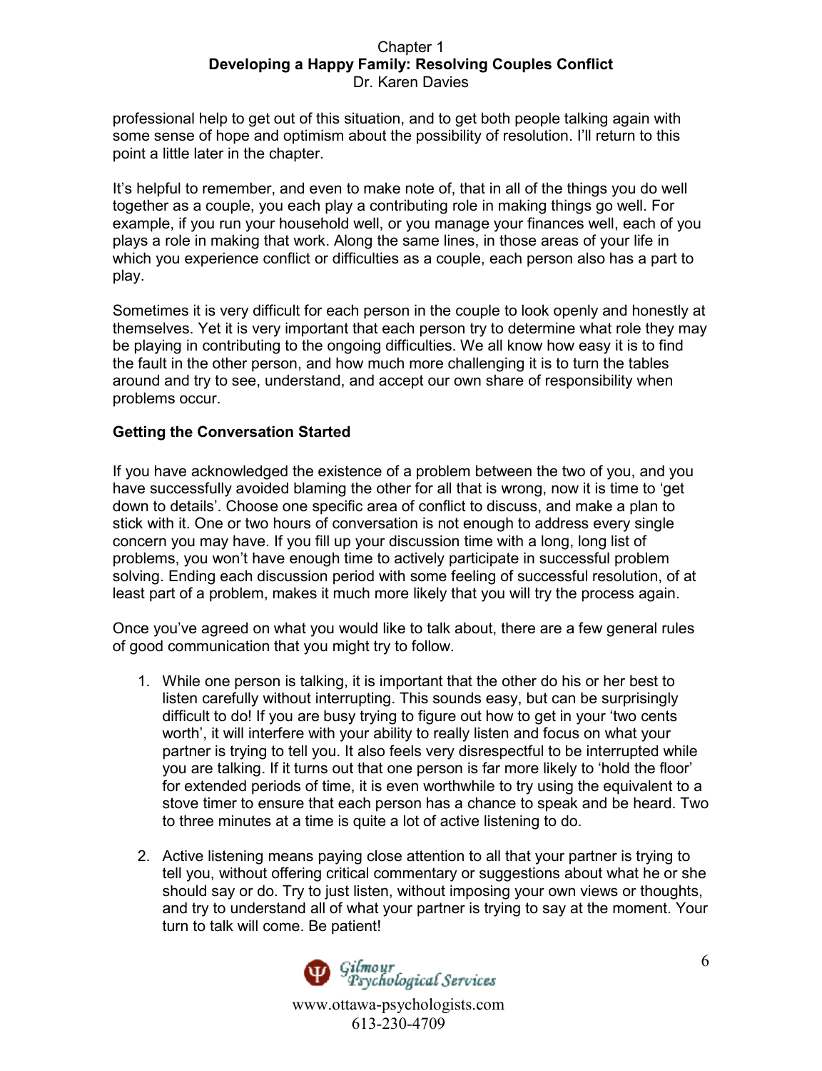professional help to get out of this situation, and to get both people talking again with some sense of hope and optimism about the possibility of resolution. I'll return to this point a little later in the chapter.

It's helpful to remember, and even to make note of, that in all of the things you do well together as a couple, you each play a contributing role in making things go well. For example, if you run your household well, or you manage your finances well, each of you plays a role in making that work. Along the same lines, in those areas of your life in which you experience conflict or difficulties as a couple, each person also has a part to play.

Sometimes it is very difficult for each person in the couple to look openly and honestly at themselves. Yet it is very important that each person try to determine what role they may be playing in contributing to the ongoing difficulties. We all know how easy it is to find the fault in the other person, and how much more challenging it is to turn the tables around and try to see, understand, and accept our own share of responsibility when problems occur.

**Getting the Conversation Started**

If you have acknowledged the existence of a problem between the two of you, and you have successfully avoided blaming the other for all that is wrong, now it is time to 'get down to details'. Choose one specific area of conflict to discuss, and make a plan to stick with it. One or two hours of conversation is not enough to address every single concern you may have. If you fill up your discussion time with a long, long list of problems, you won't have enough time to actively participate in successful problem solving. Ending each discussion period with some feeling of successful resolution, of at least part of a problem, makes it much more likely that you will try the process again.

Once you've agreed on what you would like to talk about, there are a few general rules of good communication that you might try to follow.

1. While one person is talking, it is important that the other do his or her best to listen carefully without interrupting. This sounds easy, but can be surprisingly difficult to do! If you are busy trying to figure out how to get in your 'two cents worth', it will interfere with your ability to really listen and focus on what your partner is trying to tell you. It also feels very disrespectful to be interrupted while you are talking. If it turns out that one person is far more likely to 'hold the floor' for extended periods of time, it is even worthwhile to try using the equivalent to a stove timer to ensure that each person has a chance to speak and be heard. Two to three minutes at a time is quite a lot of active listening to do.

2. Active listening means paying close attention to all that your partner is trying to tell you, without offering critical commentary or suggestions about what he or she should say or do. Try to just listen, without imposing your own views or thoughts, and try to understand all of what your partner is trying to say at the moment. Your turn to talk will come. Be patient!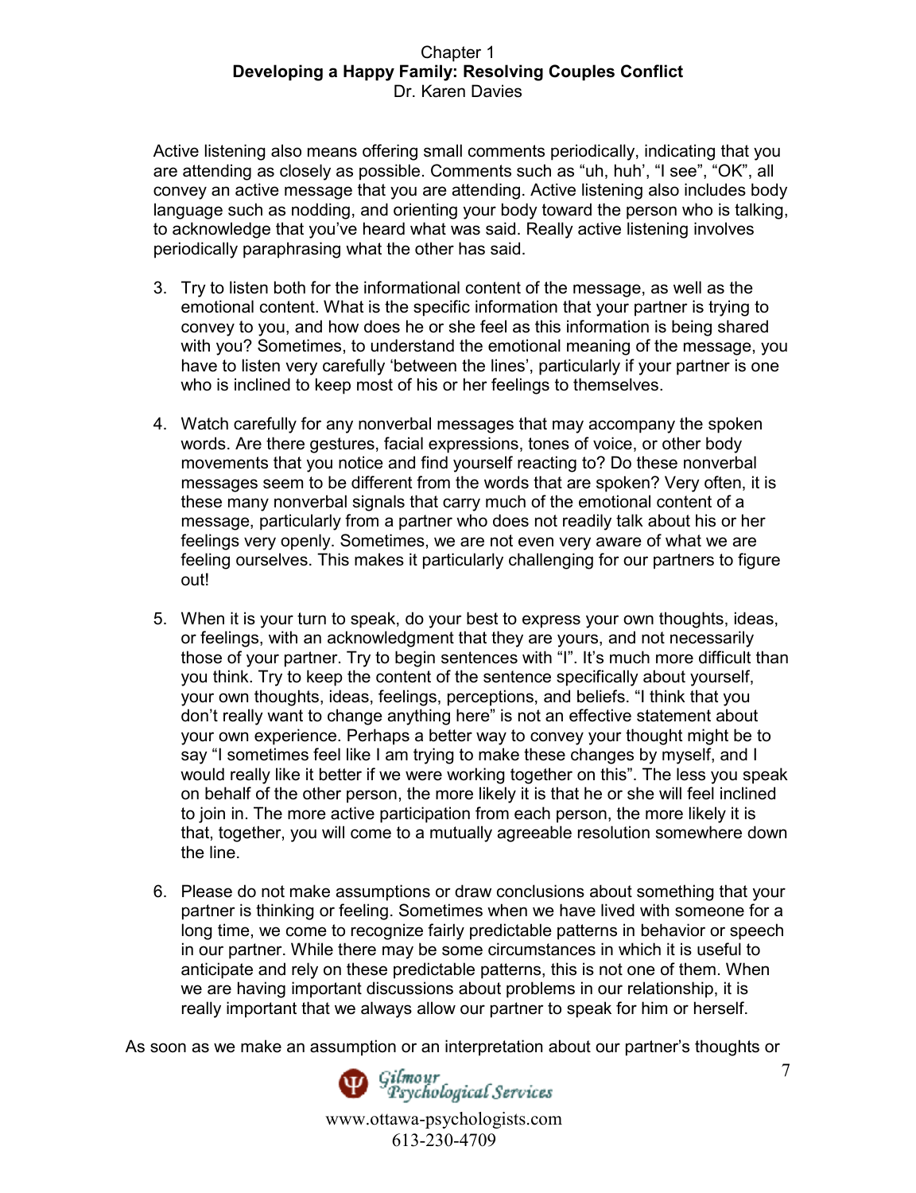Active listening also means offering small comments periodically, indicating that you are attending as closely as possible. Comments such as "uh, huh', "I see", "OK", all convey an active message that you are attending. Active listening also includes body language such as nodding, and orienting your body toward the person who is talking, to acknowledge that you've heard what was said. Really active listening involves periodically paraphrasing what the other has said.

3. Try to listen both for the informational content of the message, as well as the emotional content. What is the specific information that your partner is trying to convey to you, and how does he or she feel as this information is being shared with you? Sometimes, to understand the emotional meaning of the message, you have to listen very carefully 'between the lines', particularly if your partner is one who is inclined to keep most of his or her feelings to themselves.

4. Watch carefully for any nonverbal messages that may accompany the spoken words. Are there gestures, facial expressions, tones of voice, or other body movements that you notice and find yourself reacting to? Do these nonverbal messages seem to be different from the words that are spoken? Very often, it is these many nonverbal signals that carry much of the emotional content of a message, particularly from a partner who does not readily talk about his or her feelings very openly. Sometimes, we are not even very aware of what we are feeling ourselves. This makes it particularly challenging for our partners to figure out!

5. When it is your turn to speak, do your best to express your own thoughts, ideas, or feelings, with an acknowledgment that they are yours, and not necessarily those of your partner. Try to begin sentences with "I". It's much more difficult than you think. Try to keep the content of the sentence specifically about yourself, your own thoughts, ideas, feelings, perceptions, and beliefs. "I think that you don't really want to change anything here" is not an effective statement about your own experience. Perhaps a better way to convey your thought might be to say "I sometimes feel like I am trying to make these changes by myself, and I would really like it better if we were working together on this". The less you speak on behalf of the other person, the more likely it is that he or she will feel inclined to join in. The more active participation from each person, the more likely it is that, together, you will come to a mutually agreeable resolution somewhere down the line.

6. Please do not make assumptions or draw conclusions about something that your partner is thinking or feeling. Sometimes when we have lived with someone for a long time, we come to recognize fairly predictable patterns in behavior or speech in our partner. While there may be some circumstances in which it is useful to anticipate and rely on these predictable patterns, this is not one of them. When we are having important discussions about problems in our relationship, it is really important that we always allow our partner to speak for him or herself.

As soon as we make an assumption or an interpretation about our partner's thoughts or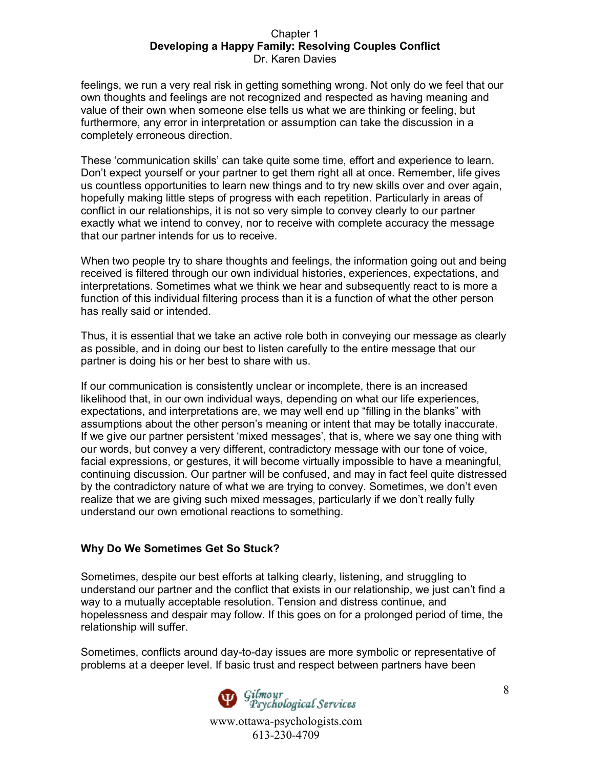feelings, we run a very real risk in getting something wrong. Not only do we feel that our own thoughts and feelings are not recognized and respected as having meaning and value of their own when someone else tells us what we are thinking or feeling, but furthermore, any error in interpretation or assumption can take the discussion in a completely erroneous direction.

These 'communication skills' can take quite some time, effort and experience to learn. Don't expect yourself or your partner to get them right all at once. Remember, life gives us countless opportunities to learn new things and to try new skills over and over again, hopefully making little steps of progress with each repetition. Particularly in areas of conflict in our relationships, it is not so very simple to convey clearly to our partner exactly what we intend to convey, nor to receive with complete accuracy the message that our partner intends for us to receive.

When two people try to share thoughts and feelings, the information going out and being received is filtered through our own individual histories, experiences, expectations, and interpretations. Sometimes what we think we hear and subsequently react to is more a function of this individual filtering process than it is a function of what the other person has really said or intended.

Thus, it is essential that we take an active role both in conveying our message as clearly as possible, and in doing our best to listen carefully to the entire message that our partner is doing his or her best to share with us.

If our communication is consistently unclear or incomplete, there is an increased likelihood that, in our own individual ways, depending on what our life experiences, expectations, and interpretations are, we may well end up "filling in the blanks" with assumptions about the other person's meaning or intent that may be totally inaccurate. If we give our partner persistent 'mixed messages', that is, where we say one thing with our words, but convey a very different, contradictory message with our tone of voice, facial expressions, or gestures, it will become virtually impossible to have a meaningful, continuing discussion. Our partner will be confused, and may in fact feel quite distressed by the contradictory nature of what we are trying to convey. Sometimes, we don't even realize that we are giving such mixed messages, particularly if we don't really fully understand our own emotional reactions to something.

### Why Do We Sometimes Get So Stuck?

Sometimes, despite our best efforts at talking clearly, listening, and struggling to understand our partner and the conflict that exists in our relationship, we just can't find a way to a mutually acceptable resolution. Tension and distress continue, and hopelessness and despair may follow. If this goes on for a prolonged period of time, the relationship will suffer.

Sometimes, conflicts around day-to-day issues are more symbolic or representative of problems at a deeper level. If basic trust and respect between partners have been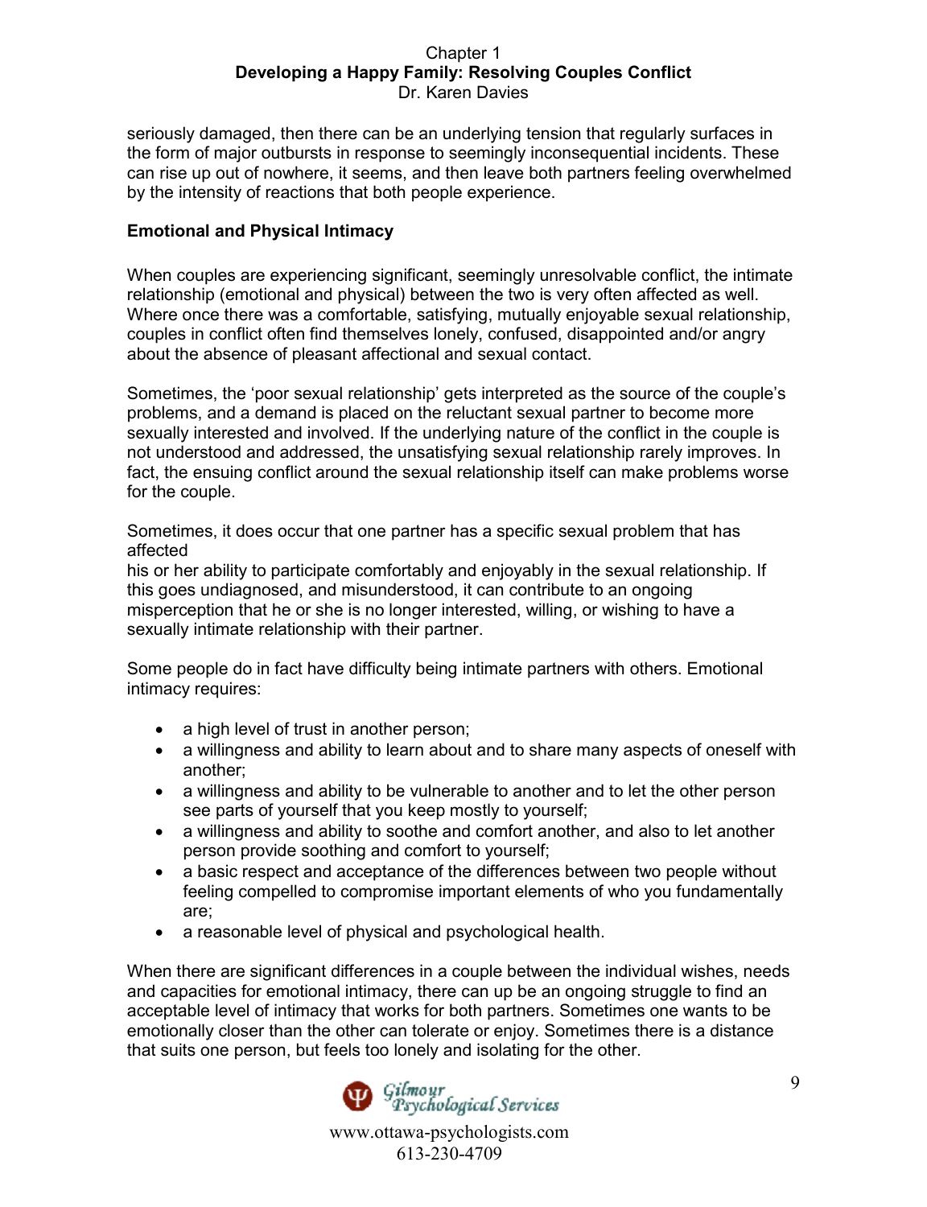seriously damaged, then there can be an underlying tension that regularly surfaces in the form of major outbursts in response to seemingly inconsequential incidents. These can rise up out of nowhere, it seems, and then leave both partners feeling overwhelmed by the intensity of reactions that both people experience.

**Emotional and Physical Intimacy**

When couples are experiencing significant, seemingly unresolvable conflict, the intimate relationship (emotional and physical) between the two is very often affected as well. Where once there was a comfortable, satisfying, mutually enjoyable sexual relationship, couples in conflict often find themselves lonely, confused, disappointed and/or angry about the absence of pleasant affectional and sexual contact.

Sometimes, the 'poor sexual relationship' gets interpreted as the source of the couple's problems, and a demand is placed on the reluctant sexual partner to become more sexually interested and involved. If the underlying nature of the conflict in the couple is not understood and addressed, the unsatisfying sexual relationship rarely improves. In fact, the ensuing conflict around the sexual relationship itself can make problems worse for the couple.

Sometimes, it does occur that one partner has a specific sexual problem that has affected his or her ability to participate comfortably and enjoyably in the sexual relationship. If this goes undiagnosed, and misunderstood, it can contribute to an ongoing misperception that he or she is no longer interested, willing, or wishing to have a sexually intimate relationship with their partner.

Some people do in fact have difficulty being intimate partners with others. Emotional intimacy requires:

- a high level of trust in another person;
- a willingness and ability to learn about and to share many aspects of oneself with another;
- a willingness and ability to be vulnerable to another and to let the other person see parts of yourself that you keep mostly to yourself;
- a willingness and ability to soothe and comfort another, and also to let another person provide soothing and comfort to yourself;
- a basic respect and acceptance of the differences between two people without feeling compelled to compromise important elements of who you fundamentally are;
- a reasonable level of physical and psychological health.

When there are significant differences in a couple between the individual wishes, needs and capacities for emotional intimacy, there can up be an ongoing struggle to find an acceptable level of intimacy that works for both partners. Sometimes one wants to be emotionally closer than the other can tolerate or enjoy. Sometimes there is a distance that suits one person, but feels too lonely and isolating for the other.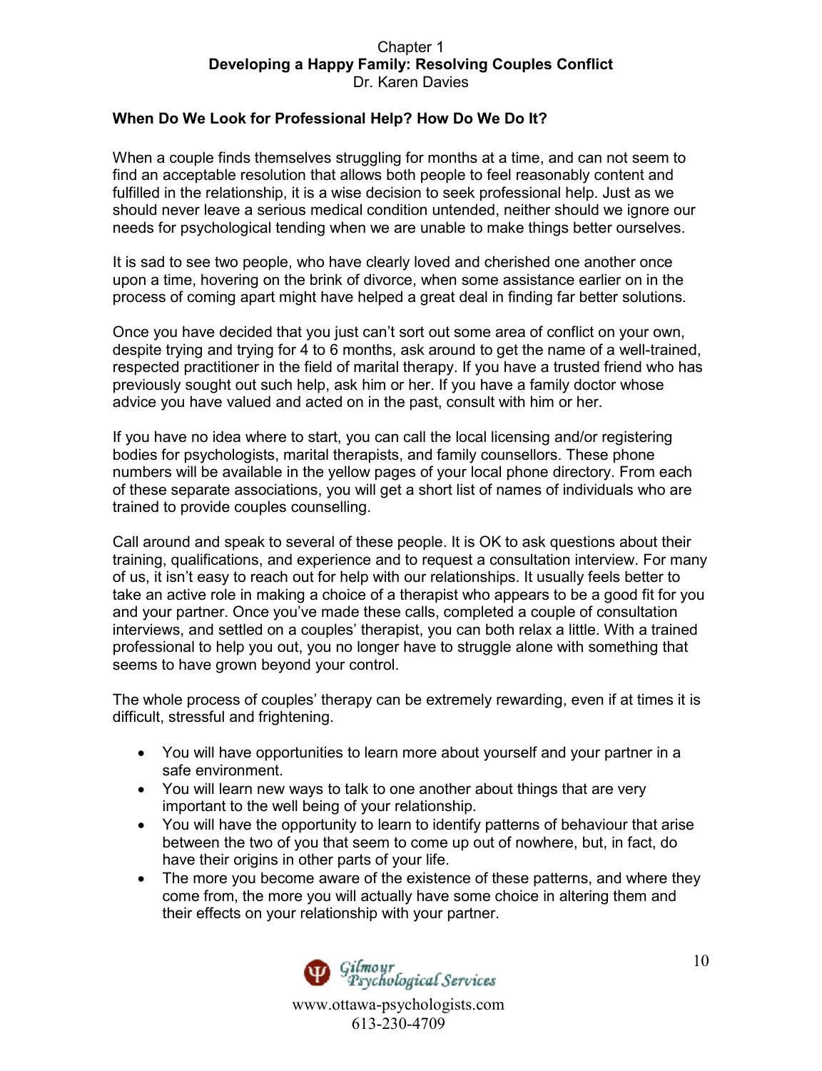## When Do We Look for Professional Help? How Do We Do It?

When a couple finds themselves struggling for months at a time, and can not seem to find an acceptable resolution that allows both people to feel reasonably content and fulfilled in the relationship, it is a wise decision to seek professional help. Just as we should never leave a serious medical condition untended, neither should we ignore our needs for psychological tending when we are unable to make things better ourselves.

It is sad to see two people, who have clearly loved and cherished one another once upon a time, hovering on the brink of divorce, when some assistance earlier on in the process of coming apart might have helped a great deal in finding far better solutions.

Once you have decided that you just can't sort out some area of conflict on your own, despite trying and trying for 4 to 6 months, ask around to get the name of a well-trained, respected practitioner in the field of marital therapy. If you have a trusted friend who has previously sought out such help, ask him or her. If you have a family doctor whose advice you have valued and acted on in the past, consult with him or her.

If you have no idea where to start, you can call the local licensing and/or registering bodies for psychologists, marital therapists, and family counsellors. These phone numbers will be available in the yellow pages of your local phone directory. From each of these separate associations, you will get a short list of names of individuals who are trained to provide couples counselling.

Call around and speak to several of these people. It is OK to ask questions about their training, qualifications, and experience and to request a consultation interview. For many of us, it isn't easy to reach out for help with our relationships. It usually feels better to take an active role in making a choice of a therapist who appears to be a good fit for you and your partner. Once you've made these calls, completed a couple of consultation interviews, and settled on a couples' therapist, you can both relax a little. With a trained professional to help you out, you no longer have to struggle alone with something that seems to have grown beyond your control.

The whole process of couples' therapy can be extremely rewarding, even if at times it is difficult, stressful and frightening.

- You will have opportunities to learn more about yourself and your partner in a safe environment.
- You will learn new ways to talk to one another about things that are very important to the well being of your relationship.
- You will have the opportunity to learn to identify patterns of behaviour that arise between the two of you that seem to come up out of nowhere, but, in fact, do have their origins in other parts of your life.
- The more you become aware of the existence of these patterns, and where they come from, the more you will actually have some choice in altering them and their effects on your relationship with your partner.